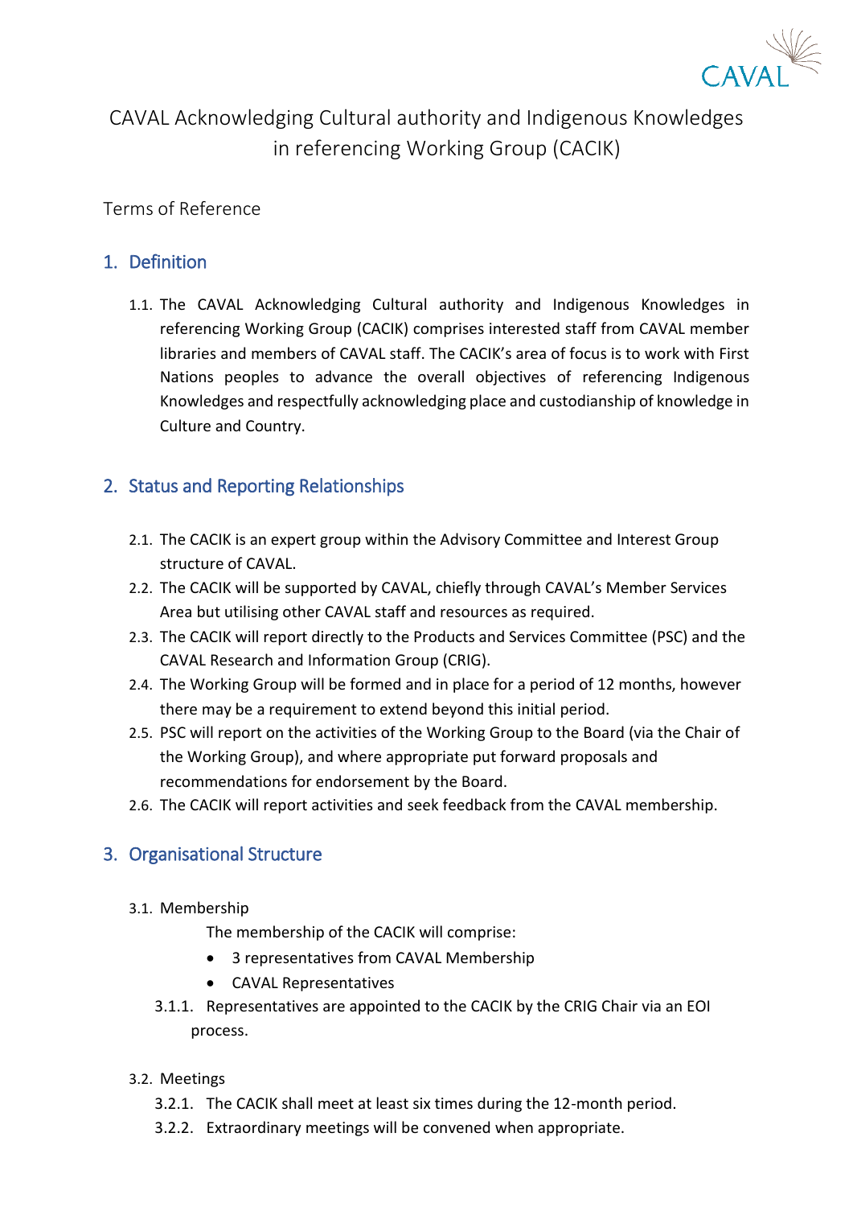# CAVAL Acknowledging Cultural authority and Indigenous Knowledges in referencing Working Group (CACIK)

Terms of Reference

## 1. Definition

1.1. The CAVAL Acknowledging Cultural authority and Indigenous Knowledges in referencing Working Group (CACIK) comprises interested staff from CAVAL member libraries and members of CAVAL staff. The CACIK's area of focus is to work with First Nations peoples to advance the overall objectives of referencing Indigenous Knowledges and respectfully acknowledging place and custodianship of knowledge in Culture and Country.

## 2. Status and Reporting Relationships

2.1. The CACIK is an expert group within the Advisory Committee and Interest Group structure of CAVAL.

2.2. The CACIK will be supported by CAVAL, chiefly through CAVAL's Member Services Area but utilising other CAVAL staff and resources as required.

2.3. The CACIK will report directly to the Products and Services Committee (PSC) and the CAVAL Research and Information Group (CRIG).

2.4. The Working Group will be formed and in place for a period of 12 months, however there may be a requirement to extend beyond this initial period.

2.5. PSC will report on the activities of the Working Group to the Board (via the Chair of the Working Group), and where appropriate put forward proposals and recommendations for endorsement by the Board.

2.6. The CACIK will report activities and seek feedback from the CAVAL membership.

## 3. Organisational Structure

3.1. Membership

The membership of the CACIK will comprise:

- 3 representatives from CAVAL Membership
- CAVAL Representatives

3.1.1. Representatives are appointed to the CACIK by the CRIG Chair via an EOI process.

3.2. Meetings

3.2.1. The CACIK shall meet at least six times during the 12-month period.

3.2.2. Extraordinary meetings will be convened when appropriate.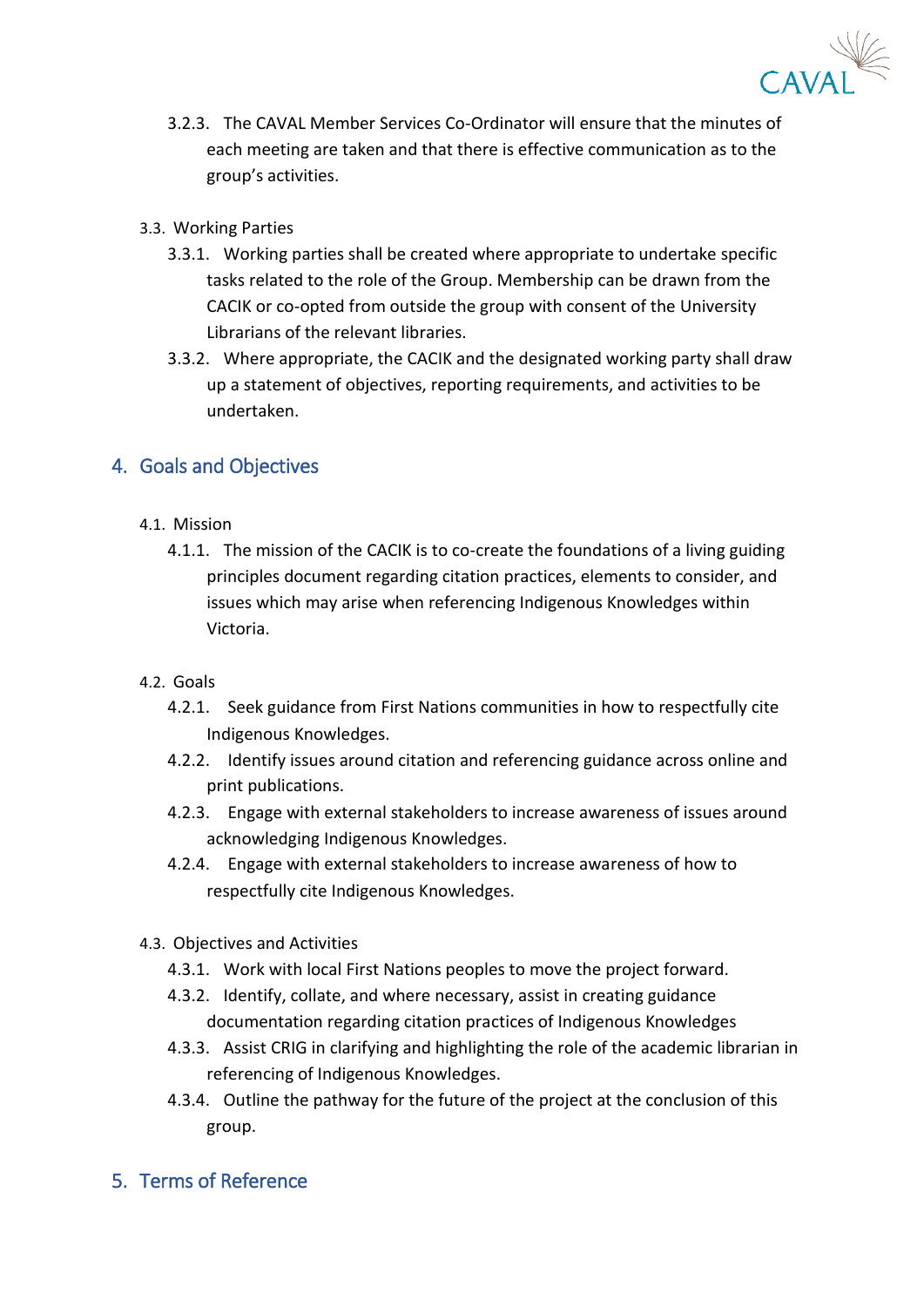3.2.3. The CAVAL Member Services Co-Ordinator will ensure that the minutes of each meeting are taken and that there is effective communication as to the group's activities.

3.3. Working Parties

3.3.1. Working parties shall be created where appropriate to undertake specific tasks related to the role of the Group. Membership can be drawn from the CACIK or co-opted from outside the group with consent of the University Librarians of the relevant libraries.

3.3.2. Where appropriate, the CACIK and the designated working party shall draw up a statement of objectives, reporting requirements, and activities to be undertaken.

## 4. Goals and Objectives

4.1. Mission

4.1.1. The mission of the CACIK is to co-create the foundations of a living guiding principles document regarding citation practices, elements to consider, and issues which may arise when referencing Indigenous Knowledges within Victoria.

4.2. Goals

4.2.1. Seek guidance from First Nations communities in how to respectfully cite Indigenous Knowledges.

4.2.2. Identify issues around citation and referencing guidance across online and print publications.

4.2.3. Engage with external stakeholders to increase awareness of issues around acknowledging Indigenous Knowledges.

4.2.4. Engage with external stakeholders to increase awareness of how to respectfully cite Indigenous Knowledges.

4.3. Objectives and Activities

4.3.1. Work with local First Nations peoples to move the project forward.

4.3.2. Identify, collate, and where necessary, assist in creating guidance documentation regarding citation practices of Indigenous Knowledges

4.3.3. Assist CRIG in clarifying and highlighting the role of the academic librarian in referencing of Indigenous Knowledges.

4.3.4. Outline the pathway for the future of the project at the conclusion of this group.

## 5. Terms of Reference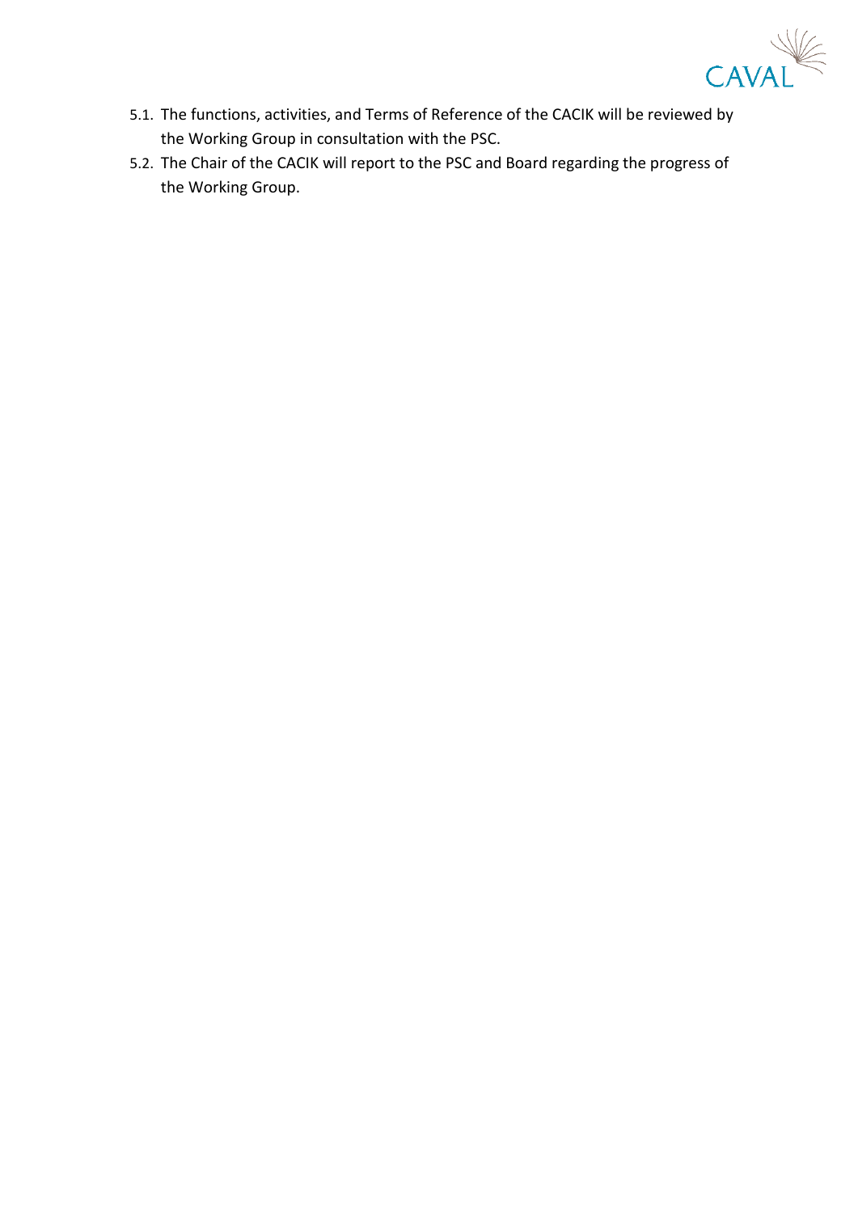5.1. The functions, activities, and Terms of Reference of the CACIK will be reviewed by the Working Group in consultation with the PSC.
5.2. The Chair of the CACIK will report to the PSC and Board regarding the progress of the Working Group.